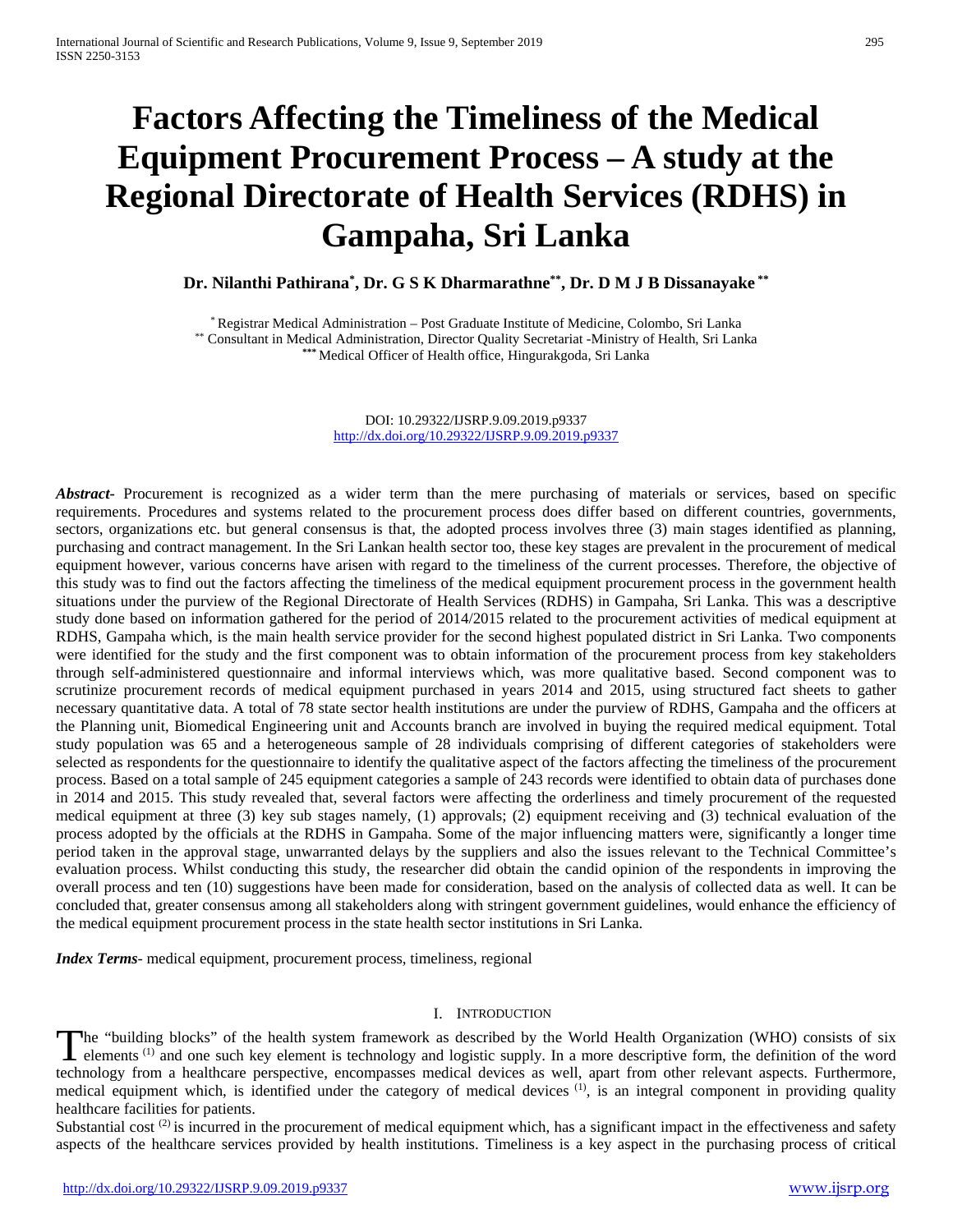# Factors Affecting the Timeliness of the Medical Equipment Procurement Process – A study at the Regional Directorate of Health Services (RDHS) in Gampaha, Sri Lanka

**Dr. Nilanthi Pathirana[*], Dr. G S K Dharmarathne[**], Dr. D M J B Dissanayake [**]**

[*] Registrar Medical Administration – Post Graduate Institute of Medicine, Colombo, Sri Lanka
[**] Consultant in Medical Administration, Director Quality Secretariat -Ministry of Health, Sri Lanka
[***] Medical Officer of Health office, Hingurakgoda, Sri Lanka

DOI: 10.29322/IJSRP.9.09.2019.p9337
http://dx.doi.org/10.29322/IJSRP.9.09.2019.p9337

***Abstract*-** Procurement is recognized as a wider term than the mere purchasing of materials or services, based on specific requirements. Procedures and systems related to the procurement process does differ based on different countries, governments, sectors, organizations etc. but general consensus is that, the adopted process involves three (3) main stages identified as planning, purchasing and contract management. In the Sri Lankan health sector too, these key stages are prevalent in the procurement of medical equipment however, various concerns have arisen with regard to the timeliness of the current processes. Therefore, the objective of this study was to find out the factors affecting the timeliness of the medical equipment procurement process in the government health situations under the purview of the Regional Directorate of Health Services (RDHS) in Gampaha, Sri Lanka. This was a descriptive study done based on information gathered for the period of 2014/2015 related to the procurement activities of medical equipment at RDHS, Gampaha which, is the main health service provider for the second highest populated district in Sri Lanka. Two components were identified for the study and the first component was to obtain information of the procurement process from key stakeholders through self-administered questionnaire and informal interviews which, was more qualitative based. Second component was to scrutinize procurement records of medical equipment purchased in years 2014 and 2015, using structured fact sheets to gather necessary quantitative data. A total of 78 state sector health institutions are under the purview of RDHS, Gampaha and the officers at the Planning unit, Biomedical Engineering unit and Accounts branch are involved in buying the required medical equipment. Total study population was 65 and a heterogeneous sample of 28 individuals comprising of different categories of stakeholders were selected as respondents for the questionnaire to identify the qualitative aspect of the factors affecting the timeliness of the procurement process. Based on a total sample of 245 equipment categories a sample of 243 records were identified to obtain data of purchases done in 2014 and 2015. This study revealed that, several factors were affecting the orderliness and timely procurement of the requested medical equipment at three (3) key sub stages namely, (1) approvals; (2) equipment receiving and (3) technical evaluation of the process adopted by the officials at the RDHS in Gampaha. Some of the major influencing matters were, significantly a longer time period taken in the approval stage, unwarranted delays by the suppliers and also the issues relevant to the Technical Committee's evaluation process. Whilst conducting this study, the researcher did obtain the candid opinion of the respondents in improving the overall process and ten (10) suggestions have been made for consideration, based on the analysis of collected data as well. It can be concluded that, greater consensus among all stakeholders along with stringent government guidelines, would enhance the efficiency of the medical equipment procurement process in the state health sector institutions in Sri Lanka.

***Index Terms*-** medical equipment, procurement process, timeliness, regional

## I. Introduction

The "building blocks" of the health system framework as described by the World Health Organization (WHO) consists of six elements [(1)] and one such key element is technology and logistic supply. In a more descriptive form, the definition of the word technology from a healthcare perspective, encompasses medical devices as well, apart from other relevant aspects. Furthermore, medical equipment which, is identified under the category of medical devices [(1)], is an integral component in providing quality healthcare facilities for patients.

Substantial cost [(2)] is incurred in the procurement of medical equipment which, has a significant impact in the effectiveness and safety aspects of the healthcare services provided by health institutions. Timeliness is a key aspect in the purchasing process of critical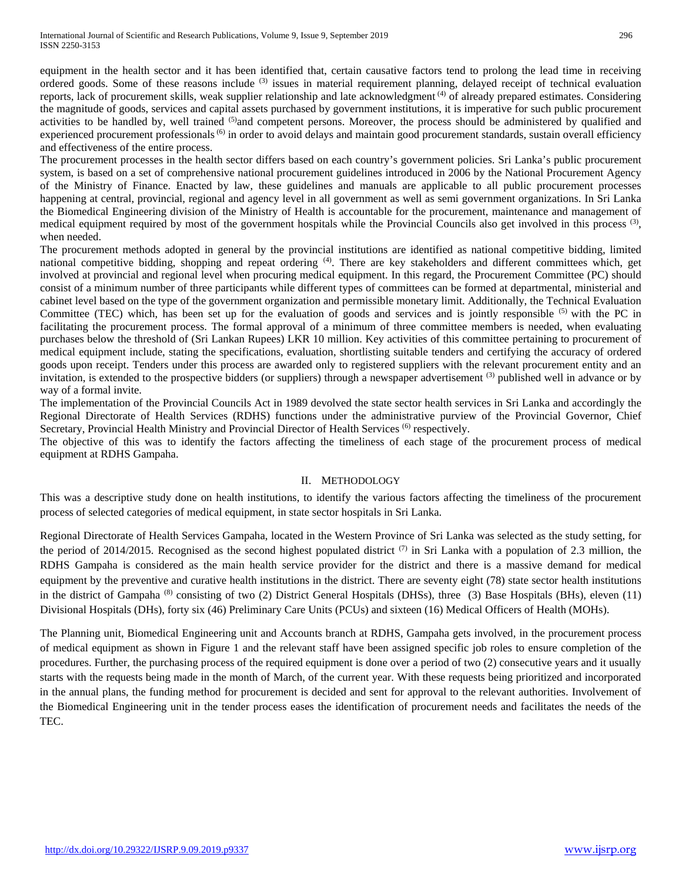equipment in the health sector and it has been identified that, certain causative factors tend to prolong the lead time in receiving ordered goods. Some of these reasons include [3] issues in material requirement planning, delayed receipt of technical evaluation reports, lack of procurement skills, weak supplier relationship and late acknowledgment [4] of already prepared estimates. Considering the magnitude of goods, services and capital assets purchased by government institutions, it is imperative for such public procurement activities to be handled by, well trained [5]and competent persons. Moreover, the process should be administered by qualified and experienced procurement professionals [6] in order to avoid delays and maintain good procurement standards, sustain overall efficiency and effectiveness of the entire process.

The procurement processes in the health sector differs based on each country's government policies. Sri Lanka's public procurement system, is based on a set of comprehensive national procurement guidelines introduced in 2006 by the National Procurement Agency of the Ministry of Finance. Enacted by law, these guidelines and manuals are applicable to all public procurement processes happening at central, provincial, regional and agency level in all government as well as semi government organizations. In Sri Lanka the Biomedical Engineering division of the Ministry of Health is accountable for the procurement, maintenance and management of medical equipment required by most of the government hospitals while the Provincial Councils also get involved in this process [3], when needed.

The procurement methods adopted in general by the provincial institutions are identified as national competitive bidding, limited national competitive bidding, shopping and repeat ordering [4]. There are key stakeholders and different committees which, get involved at provincial and regional level when procuring medical equipment. In this regard, the Procurement Committee (PC) should consist of a minimum number of three participants while different types of committees can be formed at departmental, ministerial and cabinet level based on the type of the government organization and permissible monetary limit. Additionally, the Technical Evaluation Committee (TEC) which, has been set up for the evaluation of goods and services and is jointly responsible [5] with the PC in facilitating the procurement process. The formal approval of a minimum of three committee members is needed, when evaluating purchases below the threshold of (Sri Lankan Rupees) LKR 10 million. Key activities of this committee pertaining to procurement of medical equipment include, stating the specifications, evaluation, shortlisting suitable tenders and certifying the accuracy of ordered goods upon receipt. Tenders under this process are awarded only to registered suppliers with the relevant procurement entity and an invitation, is extended to the prospective bidders (or suppliers) through a newspaper advertisement [3] published well in advance or by way of a formal invite.

The implementation of the Provincial Councils Act in 1989 devolved the state sector health services in Sri Lanka and accordingly the Regional Directorate of Health Services (RDHS) functions under the administrative purview of the Provincial Governor, Chief Secretary, Provincial Health Ministry and Provincial Director of Health Services [6] respectively.

The objective of this was to identify the factors affecting the timeliness of each stage of the procurement process of medical equipment at RDHS Gampaha.

## II. Methodology

This was a descriptive study done on health institutions, to identify the various factors affecting the timeliness of the procurement process of selected categories of medical equipment, in state sector hospitals in Sri Lanka.

Regional Directorate of Health Services Gampaha, located in the Western Province of Sri Lanka was selected as the study setting, for the period of 2014/2015. Recognised as the second highest populated district [7] in Sri Lanka with a population of 2.3 million, the RDHS Gampaha is considered as the main health service provider for the district and there is a massive demand for medical equipment by the preventive and curative health institutions in the district. There are seventy eight (78) state sector health institutions in the district of Gampaha [8] consisting of two (2) District General Hospitals (DHSs), three (3) Base Hospitals (BHs), eleven (11) Divisional Hospitals (DHs), forty six (46) Preliminary Care Units (PCUs) and sixteen (16) Medical Officers of Health (MOHs).

The Planning unit, Biomedical Engineering unit and Accounts branch at RDHS, Gampaha gets involved, in the procurement process of medical equipment as shown in Figure 1 and the relevant staff have been assigned specific job roles to ensure completion of the procedures. Further, the purchasing process of the required equipment is done over a period of two (2) consecutive years and it usually starts with the requests being made in the month of March, of the current year. With these requests being prioritized and incorporated in the annual plans, the funding method for procurement is decided and sent for approval to the relevant authorities. Involvement of the Biomedical Engineering unit in the tender process eases the identification of procurement needs and facilitates the needs of the TEC.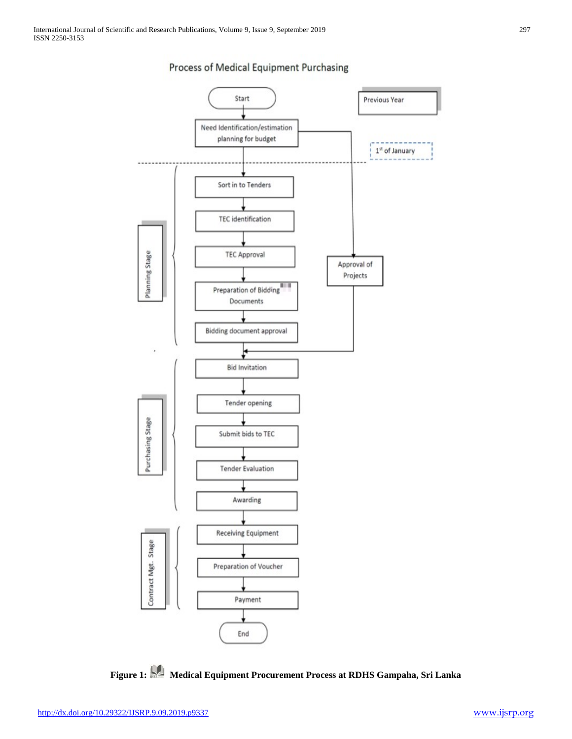Process of Medical Equipment Purchasing

- Start
- Need Identification/estimation planning for budget (Previous Year)
- 1st of January

**Planning Stage**

- Sort in to Tenders
- TEC identification
- TEC Approval
- Preparation of Bidding Documents
- Bidding document approval
- Approval of Projects

**Purchasing Stage**

- Bid Invitation
- Tender opening
- Submit bids to TEC
- Tender Evaluation
- Awarding

**Contract Mgt. Stage**

- Receiving Equipment
- Preparation of Voucher
- Payment
- End

**Figure 1: Medical Equipment Procurement Process at RDHS Gampaha, Sri Lanka**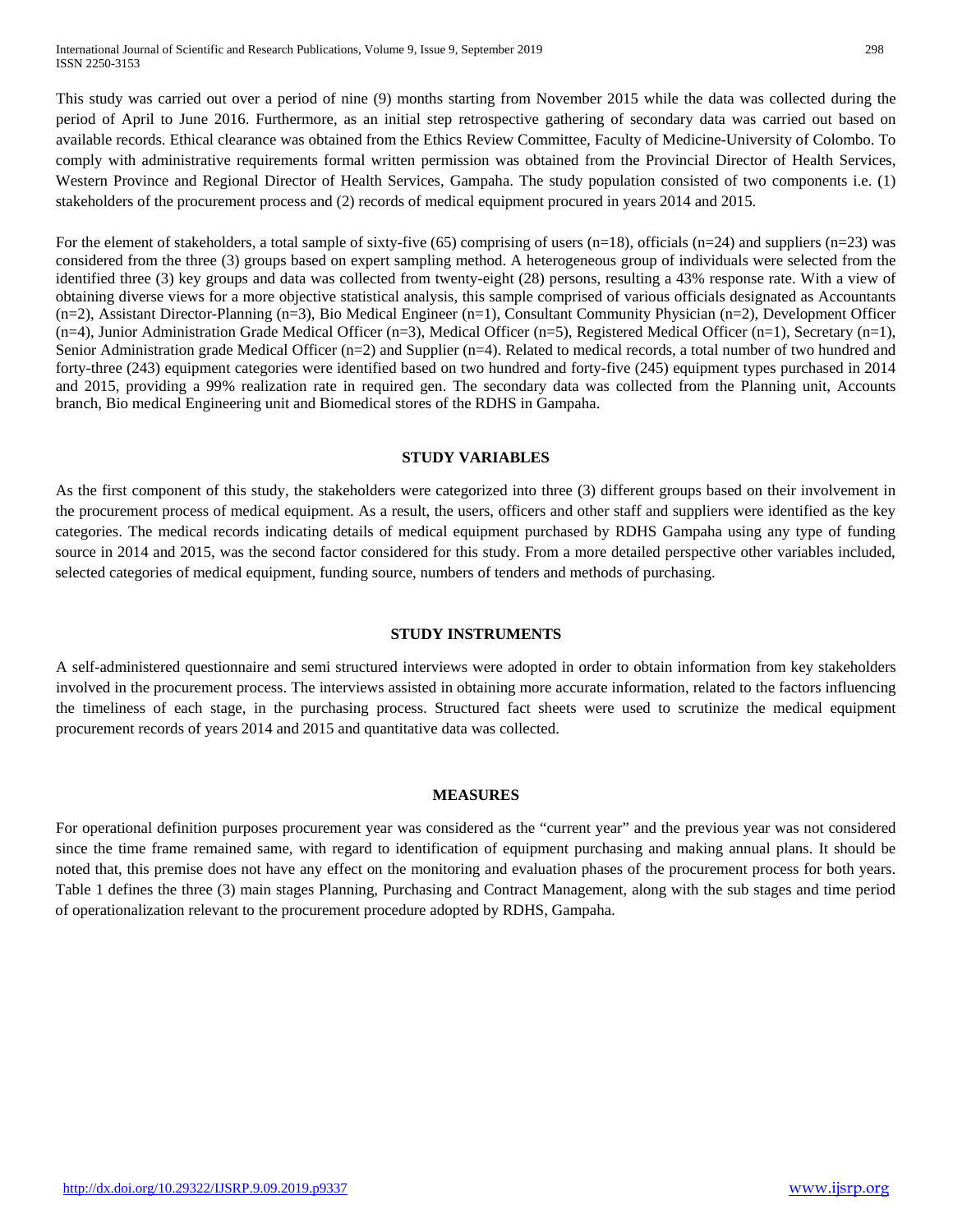This study was carried out over a period of nine (9) months starting from November 2015 while the data was collected during the period of April to June 2016. Furthermore, as an initial step retrospective gathering of secondary data was carried out based on available records. Ethical clearance was obtained from the Ethics Review Committee, Faculty of Medicine-University of Colombo. To comply with administrative requirements formal written permission was obtained from the Provincial Director of Health Services, Western Province and Regional Director of Health Services, Gampaha. The study population consisted of two components i.e. (1) stakeholders of the procurement process and (2) records of medical equipment procured in years 2014 and 2015.

For the element of stakeholders, a total sample of sixty-five (65) comprising of users (n=18), officials (n=24) and suppliers (n=23) was considered from the three (3) groups based on expert sampling method. A heterogeneous group of individuals were selected from the identified three (3) key groups and data was collected from twenty-eight (28) persons, resulting a 43% response rate. With a view of obtaining diverse views for a more objective statistical analysis, this sample comprised of various officials designated as Accountants (n=2), Assistant Director-Planning (n=3), Bio Medical Engineer (n=1), Consultant Community Physician (n=2), Development Officer (n=4), Junior Administration Grade Medical Officer (n=3), Medical Officer (n=5), Registered Medical Officer (n=1), Secretary (n=1), Senior Administration grade Medical Officer (n=2) and Supplier (n=4). Related to medical records, a total number of two hundred and forty-three (243) equipment categories were identified based on two hundred and forty-five (245) equipment types purchased in 2014 and 2015, providing a 99% realization rate in required gen. The secondary data was collected from the Planning unit, Accounts branch, Bio medical Engineering unit and Biomedical stores of the RDHS in Gampaha.

## STUDY VARIABLES

As the first component of this study, the stakeholders were categorized into three (3) different groups based on their involvement in the procurement process of medical equipment. As a result, the users, officers and other staff and suppliers were identified as the key categories. The medical records indicating details of medical equipment purchased by RDHS Gampaha using any type of funding source in 2014 and 2015, was the second factor considered for this study. From a more detailed perspective other variables included, selected categories of medical equipment, funding source, numbers of tenders and methods of purchasing.

## STUDY INSTRUMENTS

A self-administered questionnaire and semi structured interviews were adopted in order to obtain information from key stakeholders involved in the procurement process. The interviews assisted in obtaining more accurate information, related to the factors influencing the timeliness of each stage, in the purchasing process. Structured fact sheets were used to scrutinize the medical equipment procurement records of years 2014 and 2015 and quantitative data was collected.

## MEASURES

For operational definition purposes procurement year was considered as the "current year" and the previous year was not considered since the time frame remained same, with regard to identification of equipment purchasing and making annual plans. It should be noted that, this premise does not have any effect on the monitoring and evaluation phases of the procurement process for both years. Table 1 defines the three (3) main stages Planning, Purchasing and Contract Management, along with the sub stages and time period of operationalization relevant to the procurement procedure adopted by RDHS, Gampaha.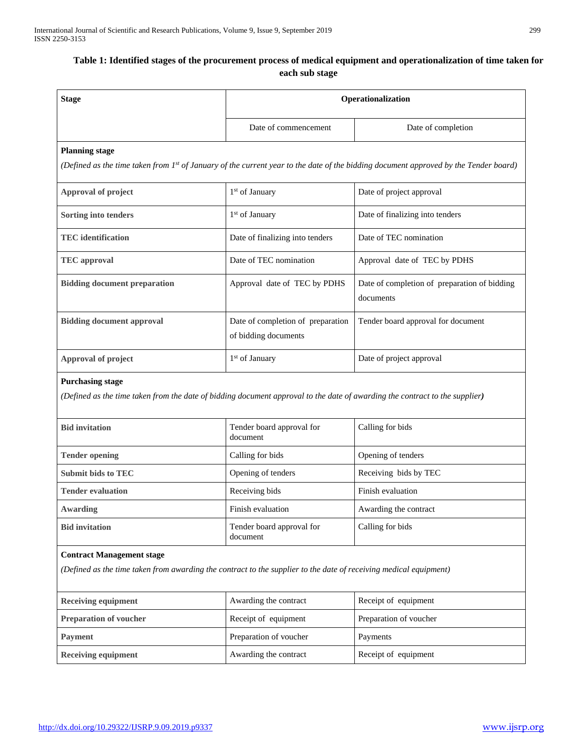**Table 1: Identified stages of the procurement process of medical equipment and operationalization of time taken for each sub stage**

| Stage | Operationalization | |
|---|---|---|
| | Date of commencement | Date of completion |
| **Planning stage** *(Defined as the time taken from 1st of January of the current year to the date of the bidding document approved by the Tender board)* | | |
| **Approval of project** | 1st of January | Date of project approval |
| **Sorting into tenders** | 1st of January | Date of finalizing into tenders |
| **TEC identification** | Date of finalizing into tenders | Date of TEC nomination |
| **TEC approval** | Date of TEC nomination | Approval date of TEC by PDHS |
| **Bidding document preparation** | Approval date of TEC by PDHS | Date of completion of preparation of bidding documents |
| **Bidding document approval** | Date of completion of preparation of bidding documents | Tender board approval for document |
| **Approval of project** | 1st of January | Date of project approval |
| **Purchasing stage** *(Defined as the time taken from the date of bidding document approval to the date of awarding the contract to the supplier)* | | |
| **Bid invitation** | Tender board approval for document | Calling for bids |
| **Tender opening** | Calling for bids | Opening of tenders |
| **Submit bids to TEC** | Opening of tenders | Receiving bids by TEC |
| **Tender evaluation** | Receiving bids | Finish evaluation |
| **Awarding** | Finish evaluation | Awarding the contract |
| **Bid invitation** | Tender board approval for document | Calling for bids |
| **Contract Management stage** *(Defined as the time taken from awarding the contract to the supplier to the date of receiving medical equipment)* | | |
| **Receiving equipment** | Awarding the contract | Receipt of equipment |
| **Preparation of voucher** | Receipt of equipment | Preparation of voucher |
| **Payment** | Preparation of voucher | Payments |
| **Receiving equipment** | Awarding the contract | Receipt of equipment |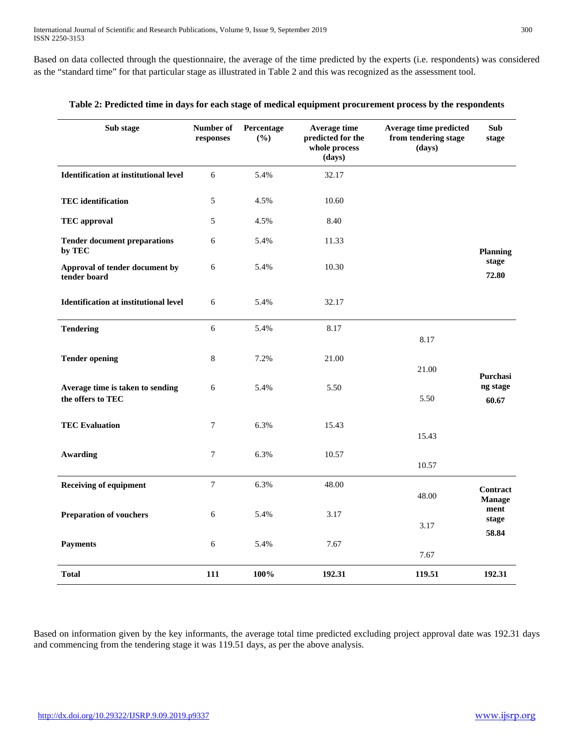Based on data collected through the questionnaire, the average of the time predicted by the experts (i.e. respondents) was considered as the "standard time" for that particular stage as illustrated in Table 2 and this was recognized as the assessment tool.

**Table 2: Predicted time in days for each stage of medical equipment procurement process by the respondents**

| Sub stage | Number of responses | Percentage (%) | Average time predicted for the whole process (days) | Average time predicted from tendering stage (days) | Sub stage |
|---|---|---|---|---|---|
| **Identification at institutional level** | 6 | 5.4% | 32.17 | | |
| **TEC identification** | 5 | 4.5% | 10.60 | | |
| **TEC approval** | 5 | 4.5% | 8.40 | | |
| **Tender document preparations by TEC** | 6 | 5.4% | 11.33 | | **Planning stage 72.80** |
| **Approval of tender document by tender board** | 6 | 5.4% | 10.30 | | |
| **Identification at institutional level** | 6 | 5.4% | 32.17 | | |
| **Tendering** | 6 | 5.4% | 8.17 | 8.17 | |
| **Tender opening** | 8 | 7.2% | 21.00 | 21.00 | |
| **Average time is taken to sending the offers to TEC** | 6 | 5.4% | 5.50 | 5.50 | **Purchasing stage 60.67** |
| **TEC Evaluation** | 7 | 6.3% | 15.43 | 15.43 | |
| **Awarding** | 7 | 6.3% | 10.57 | 10.57 | |
| **Receiving of equipment** | 7 | 6.3% | 48.00 | 48.00 | |
| **Preparation of vouchers** | 6 | 5.4% | 3.17 | 3.17 | **Contract Management stage 58.84** |
| **Payments** | 6 | 5.4% | 7.67 | 7.67 | |
| **Total** | **111** | **100%** | **192.31** | **119.51** | **192.31** |

Based on information given by the key informants, the average total time predicted excluding project approval date was 192.31 days and commencing from the tendering stage it was 119.51 days, as per the above analysis.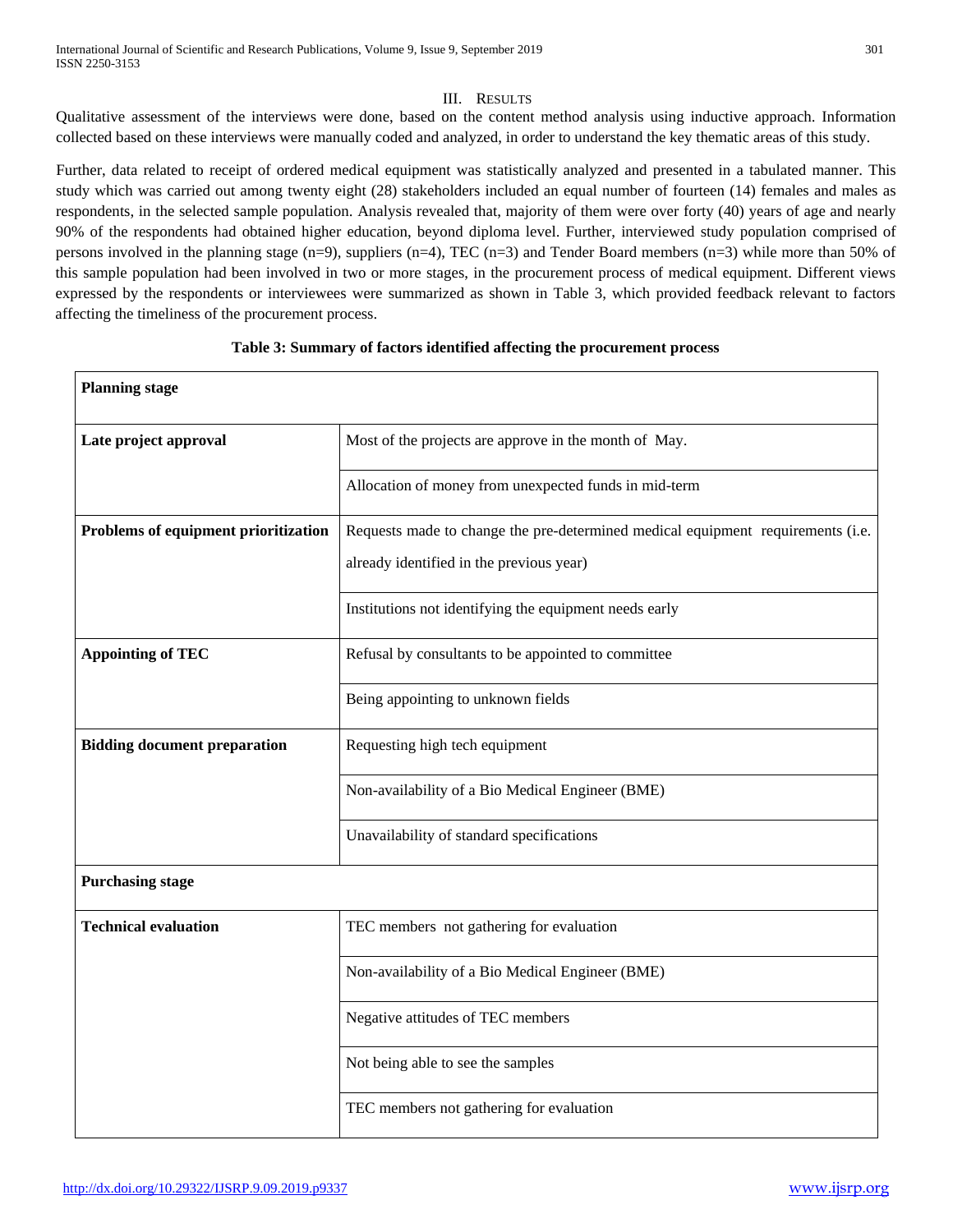## III. RESULTS

Qualitative assessment of the interviews were done, based on the content method analysis using inductive approach. Information collected based on these interviews were manually coded and analyzed, in order to understand the key thematic areas of this study.

Further, data related to receipt of ordered medical equipment was statistically analyzed and presented in a tabulated manner. This study which was carried out among twenty eight (28) stakeholders included an equal number of fourteen (14) females and males as respondents, in the selected sample population. Analysis revealed that, majority of them were over forty (40) years of age and nearly 90% of the respondents had obtained higher education, beyond diploma level. Further, interviewed study population comprised of persons involved in the planning stage (n=9), suppliers (n=4), TEC (n=3) and Tender Board members (n=3) while more than 50% of this sample population had been involved in two or more stages, in the procurement process of medical equipment. Different views expressed by the respondents or interviewees were summarized as shown in Table 3, which provided feedback relevant to factors affecting the timeliness of the procurement process.

**Table 3: Summary of factors identified affecting the procurement process**

| **Planning stage** | |
|---|---|
| **Late project approval** | Most of the projects are approve in the month of May. |
| | Allocation of money from unexpected funds in mid-term |
| **Problems of equipment prioritization** | Requests made to change the pre-determined medical equipment requirements (i.e. already identified in the previous year) |
| | Institutions not identifying the equipment needs early |
| **Appointing of TEC** | Refusal by consultants to be appointed to committee |
| | Being appointing to unknown fields |
| **Bidding document preparation** | Requesting high tech equipment |
| | Non-availability of a Bio Medical Engineer (BME) |
| | Unavailability of standard specifications |
| **Purchasing stage** | |
| **Technical evaluation** | TEC members not gathering for evaluation |
| | Non-availability of a Bio Medical Engineer (BME) |
| | Negative attitudes of TEC members |
| | Not being able to see the samples |
| | TEC members not gathering for evaluation |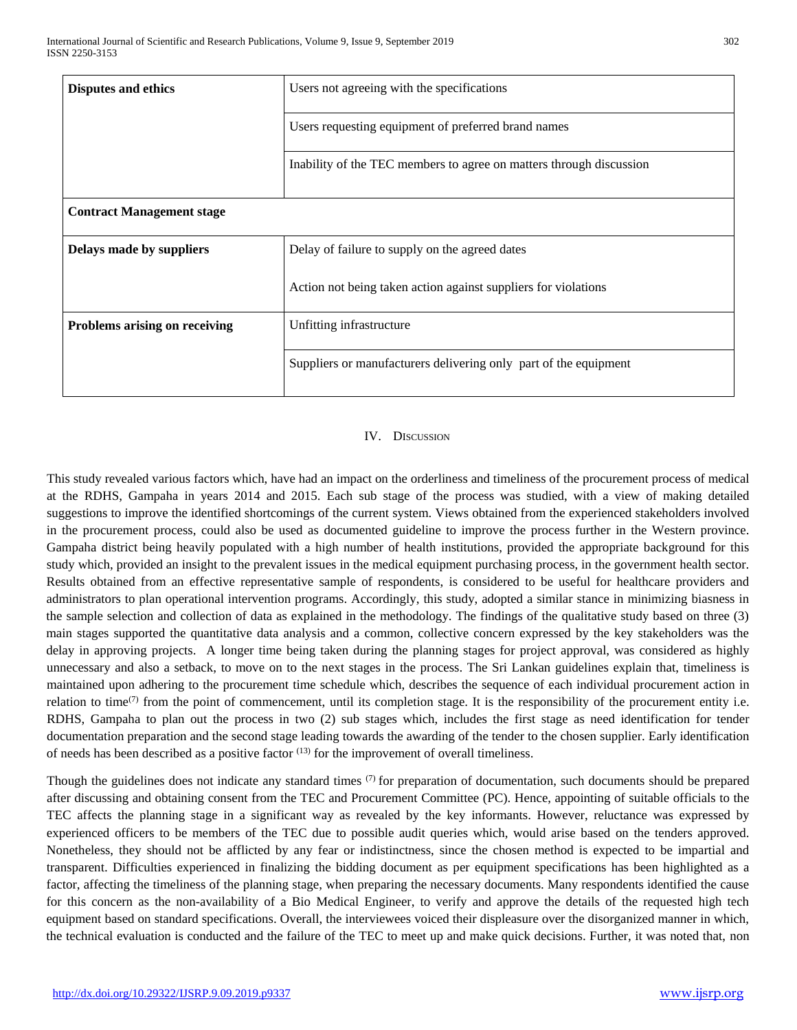| Disputes and ethics | Users not agreeing with the specifications |
|---|---|
| | Users requesting equipment of preferred brand names |
| | Inability of the TEC members to agree on matters through discussion |
| **Contract Management stage** | |
| **Delays made by suppliers** | Delay of failure to supply on the agreed dates<br><br>Action not being taken action against suppliers for violations |
| **Problems arising on receiving** | Unfitting infrastructure |
| | Suppliers or manufacturers delivering only part of the equipment |

## IV. Discussion

This study revealed various factors which, have had an impact on the orderliness and timeliness of the procurement process of medical at the RDHS, Gampaha in years 2014 and 2015. Each sub stage of the process was studied, with a view of making detailed suggestions to improve the identified shortcomings of the current system. Views obtained from the experienced stakeholders involved in the procurement process, could also be used as documented guideline to improve the process further in the Western province. Gampaha district being heavily populated with a high number of health institutions, provided the appropriate background for this study which, provided an insight to the prevalent issues in the medical equipment purchasing process, in the government health sector. Results obtained from an effective representative sample of respondents, is considered to be useful for healthcare providers and administrators to plan operational intervention programs. Accordingly, this study, adopted a similar stance in minimizing biasness in the sample selection and collection of data as explained in the methodology. The findings of the qualitative study based on three (3) main stages supported the quantitative data analysis and a common, collective concern expressed by the key stakeholders was the delay in approving projects. A longer time being taken during the planning stages for project approval, was considered as highly unnecessary and also a setback, to move on to the next stages in the process. The Sri Lankan guidelines explain that, timeliness is maintained upon adhering to the procurement time schedule which, describes the sequence of each individual procurement action in relation to time[7] from the point of commencement, until its completion stage. It is the responsibility of the procurement entity i.e. RDHS, Gampaha to plan out the process in two (2) sub stages which, includes the first stage as need identification for tender documentation preparation and the second stage leading towards the awarding of the tender to the chosen supplier. Early identification of needs has been described as a positive factor [13] for the improvement of overall timeliness.

Though the guidelines does not indicate any standard times [7] for preparation of documentation, such documents should be prepared after discussing and obtaining consent from the TEC and Procurement Committee (PC). Hence, appointing of suitable officials to the TEC affects the planning stage in a significant way as revealed by the key informants. However, reluctance was expressed by experienced officers to be members of the TEC due to possible audit queries which, would arise based on the tenders approved. Nonetheless, they should not be afflicted by any fear or indistinctness, since the chosen method is expected to be impartial and transparent. Difficulties experienced in finalizing the bidding document as per equipment specifications has been highlighted as a factor, affecting the timeliness of the planning stage, when preparing the necessary documents. Many respondents identified the cause for this concern as the non-availability of a Bio Medical Engineer, to verify and approve the details of the requested high tech equipment based on standard specifications. Overall, the interviewees voiced their displeasure over the disorganized manner in which, the technical evaluation is conducted and the failure of the TEC to meet up and make quick decisions. Further, it was noted that, non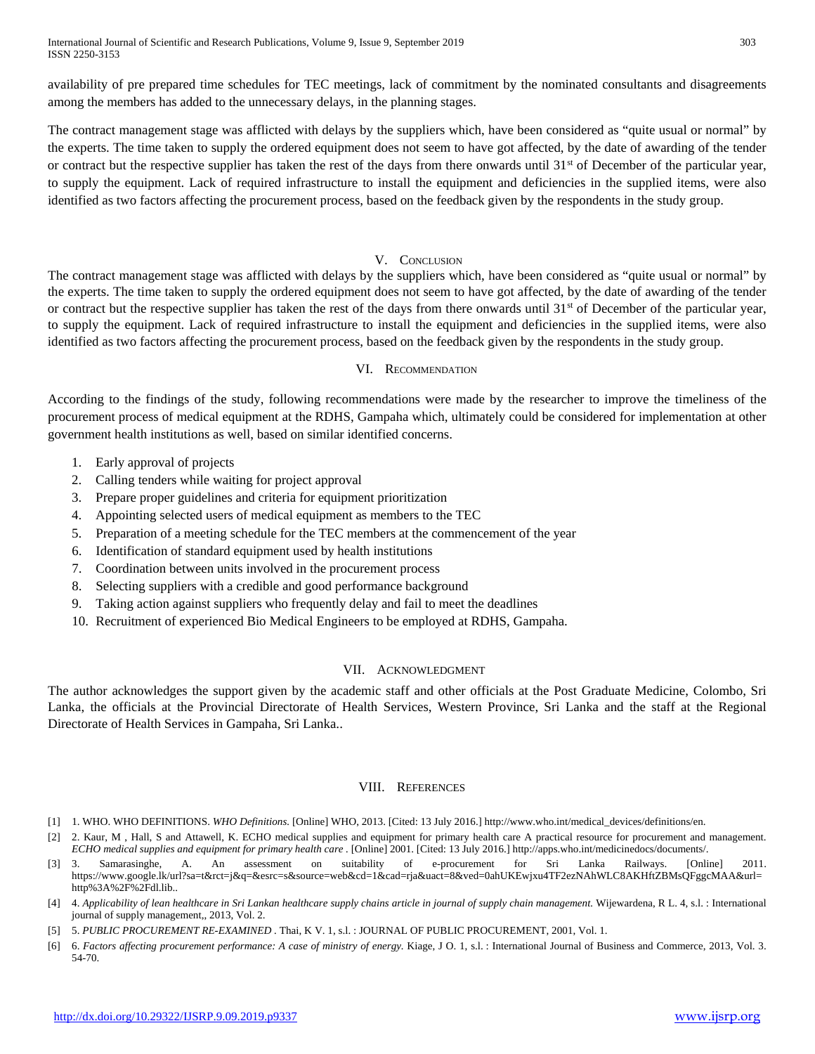availability of pre prepared time schedules for TEC meetings, lack of commitment by the nominated consultants and disagreements among the members has added to the unnecessary delays, in the planning stages.

The contract management stage was afflicted with delays by the suppliers which, have been considered as "quite usual or normal" by the experts. The time taken to supply the ordered equipment does not seem to have got affected, by the date of awarding of the tender or contract but the respective supplier has taken the rest of the days from there onwards until 31st of December of the particular year, to supply the equipment. Lack of required infrastructure to install the equipment and deficiencies in the supplied items, were also identified as two factors affecting the procurement process, based on the feedback given by the respondents in the study group.

## V. Conclusion

The contract management stage was afflicted with delays by the suppliers which, have been considered as "quite usual or normal" by the experts. The time taken to supply the ordered equipment does not seem to have got affected, by the date of awarding of the tender or contract but the respective supplier has taken the rest of the days from there onwards until 31st of December of the particular year, to supply the equipment. Lack of required infrastructure to install the equipment and deficiencies in the supplied items, were also identified as two factors affecting the procurement process, based on the feedback given by the respondents in the study group.

## VI. Recommendation

According to the findings of the study, following recommendations were made by the researcher to improve the timeliness of the procurement process of medical equipment at the RDHS, Gampaha which, ultimately could be considered for implementation at other government health institutions as well, based on similar identified concerns.

1. Early approval of projects
2. Calling tenders while waiting for project approval
3. Prepare proper guidelines and criteria for equipment prioritization
4. Appointing selected users of medical equipment as members to the TEC
5. Preparation of a meeting schedule for the TEC members at the commencement of the year
6. Identification of standard equipment used by health institutions
7. Coordination between units involved in the procurement process
8. Selecting suppliers with a credible and good performance background
9. Taking action against suppliers who frequently delay and fail to meet the deadlines
10. Recruitment of experienced Bio Medical Engineers to be employed at RDHS, Gampaha.

## VII. Acknowledgment

The author acknowledges the support given by the academic staff and other officials at the Post Graduate Medicine, Colombo, Sri Lanka, the officials at the Provincial Directorate of Health Services, Western Province, Sri Lanka and the staff at the Regional Directorate of Health Services in Gampaha, Sri Lanka..

## VIII. References

[1] 1. WHO. WHO DEFINITIONS. *WHO Definitions.* [Online] WHO, 2013. [Cited: 13 July 2016.] http://www.who.int/medical_devices/definitions/en.

[2] 2. Kaur, M , Hall, S and Attawell, K. ECHO medical supplies and equipment for primary health care A practical resource for procurement and management. *ECHO medical supplies and equipment for primary health care* . [Online] 2001. [Cited: 13 July 2016.] http://apps.who.int/medicinedocs/documents/.

[3] 3. Samarasinghe, A. An assessment on suitability of e-procurement for Sri Lanka Railways. [Online] 2011. https://www.google.lk/url?sa=t&rct=j&q=&esrc=s&source=web&cd=1&cad=rja&uact=8&ved=0ahUKEwjxu4TF2ezNAhWLC8AKHftZBMsQFggcMAA&url=http%3A%2F%2Fdl.lib..

[4] 4. *Applicability of lean healthcare in Sri Lankan healthcare supply chains article in journal of supply chain management.* Wijewardena, R L. 4, s.l. : International journal of supply management,, 2013, Vol. 2.

[5] 5. *PUBLIC PROCUREMENT RE-EXAMINED* . Thai, K V. 1, s.l. : JOURNAL OF PUBLIC PROCUREMENT, 2001, Vol. 1.

[6] 6. *Factors affecting procurement performance: A case of ministry of energy.* Kiage, J O. 1, s.l. : International Journal of Business and Commerce, 2013, Vol. 3. 54-70.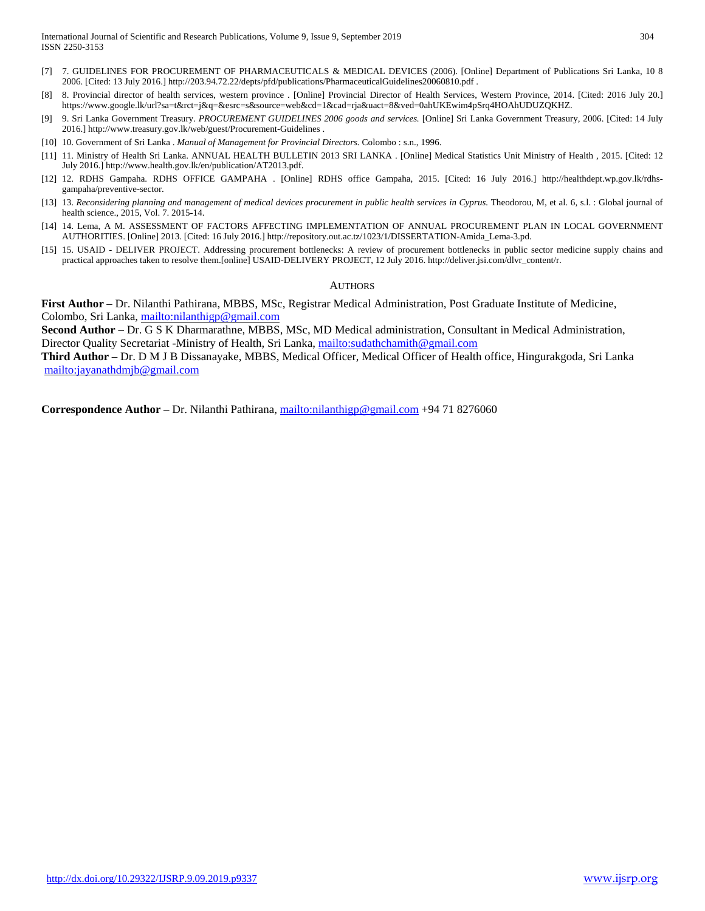[7] 7. GUIDELINES FOR PROCUREMENT OF PHARMACEUTICALS & MEDICAL DEVICES (2006). [Online] Department of Publications Sri Lanka, 10 8 2006. [Cited: 13 July 2016.] http://203.94.72.22/depts/pfd/publications/PharmaceuticalGuidelines20060810.pdf .

[8] 8. Provincial director of health services, western province . [Online] Provincial Director of Health Services, Western Province, 2014. [Cited: 2016 July 20.] https://www.google.lk/url?sa=t&rct=j&q=&esrc=s&source=web&cd=1&cad=rja&uact=8&ved=0ahUKEwim4pSrq4HOAhUDUZQKHZ.

[9] 9. Sri Lanka Government Treasury. *PROCUREMENT GUIDELINES 2006 goods and services.* [Online] Sri Lanka Government Treasury, 2006. [Cited: 14 July 2016.] http://www.treasury.gov.lk/web/guest/Procurement-Guidelines .

[10] 10. Government of Sri Lanka . *Manual of Management for Provincial Directors.* Colombo : s.n., 1996.

[11] 11. Ministry of Health Sri Lanka. ANNUAL HEALTH BULLETIN 2013 SRI LANKA . [Online] Medical Statistics Unit Ministry of Health , 2015. [Cited: 12 July 2016.] http://www.health.gov.lk/en/publication/AT2013.pdf.

[12] 12. RDHS Gampaha. RDHS OFFICE GAMPAHA . [Online] RDHS office Gampaha, 2015. [Cited: 16 July 2016.] http://healthdept.wp.gov.lk/rdhs-gampaha/preventive-sector.

[13] 13. *Reconsidering planning and management of medical devices procurement in public health services in Cyprus.* Theodorou, M, et al. 6, s.l. : Global journal of health science., 2015, Vol. 7. 2015-14.

[14] 14. Lema, A M. ASSESSMENT OF FACTORS AFFECTING IMPLEMENTATION OF ANNUAL PROCUREMENT PLAN IN LOCAL GOVERNMENT AUTHORITIES. [Online] 2013. [Cited: 16 July 2016.] http://repository.out.ac.tz/1023/1/DISSERTATION-Amida_Lema-3.pd.

[15] 15. USAID - DELIVER PROJECT. Addressing procurement bottlenecks: A review of procurement bottlenecks in public sector medicine supply chains and practical approaches taken to resolve them.[online] USAID-DELIVERY PROJECT, 12 July 2016. http://deliver.jsi.com/dlvr_content/r.

## Authors

**First Author** – Dr. Nilanthi Pathirana, MBBS, MSc, Registrar Medical Administration, Post Graduate Institute of Medicine, Colombo, Sri Lanka, mailto:nilanthigp@gmail.com

**Second Author** – Dr. G S K Dharmarathne, MBBS, MSc, MD Medical administration, Consultant in Medical Administration, Director Quality Secretariat -Ministry of Health, Sri Lanka, mailto:sudathchamith@gmail.com

**Third Author** – Dr. D M J B Dissanayake, MBBS, Medical Officer, Medical Officer of Health office, Hingurakgoda, Sri Lanka mailto:jayanathdmjb@gmail.com

**Correspondence Author** – Dr. Nilanthi Pathirana, mailto:nilanthigp@gmail.com +94 71 8276060